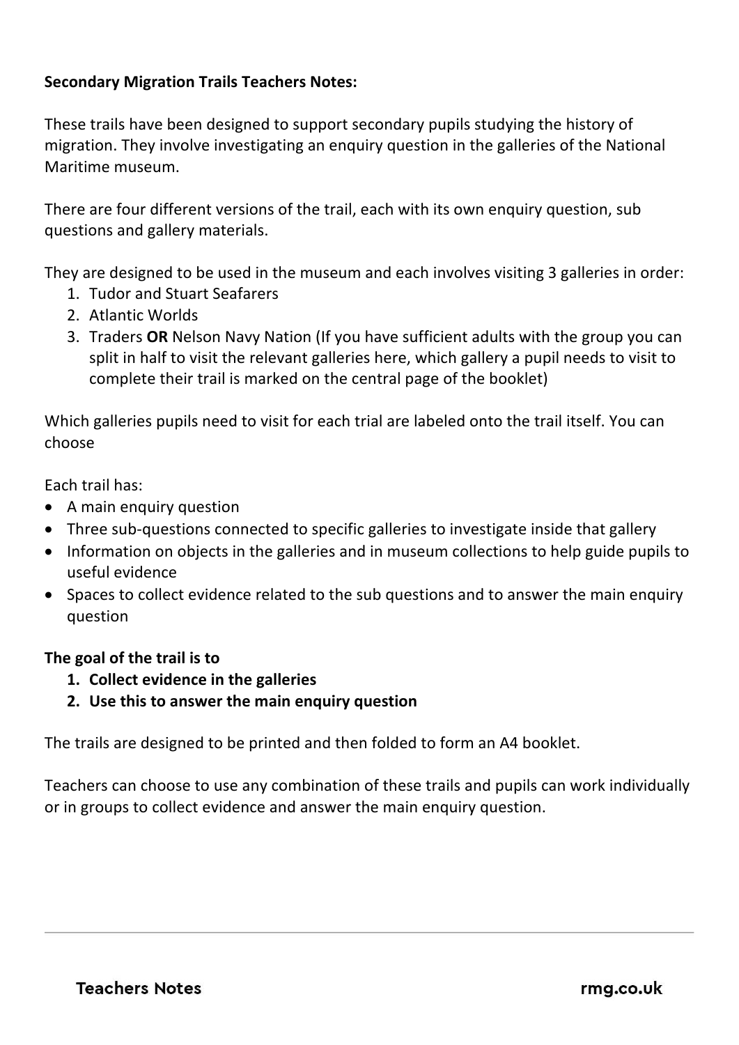**Secondary Migration Trails Teachers Notes:**

These trails have been designed to support secondary pupils studying the history of migration. They involve investigating an enquiry question in the galleries of the National Maritime museum.

There are four different versions of the trail, each with its own enquiry question, sub questions and gallery materials.

They are designed to be used in the museum and each involves visiting 3 galleries in order:

1. Tudor and Stuart Seafarers
2. Atlantic Worlds
3. Traders **OR** Nelson Navy Nation (If you have sufficient adults with the group you can split in half to visit the relevant galleries here, which gallery a pupil needs to visit to complete their trail is marked on the central page of the booklet)

Which galleries pupils need to visit for each trial are labeled onto the trail itself. You can choose

Each trail has:

- A main enquiry question
- Three sub-questions connected to specific galleries to investigate inside that gallery
- Information on objects in the galleries and in museum collections to help guide pupils to useful evidence
- Spaces to collect evidence related to the sub questions and to answer the main enquiry question

**The goal of the trail is to**

1. **Collect evidence in the galleries**
2. **Use this to answer the main enquiry question**

The trails are designed to be printed and then folded to form an A4 booklet.

Teachers can choose to use any combination of these trails and pupils can work individually or in groups to collect evidence and answer the main enquiry question.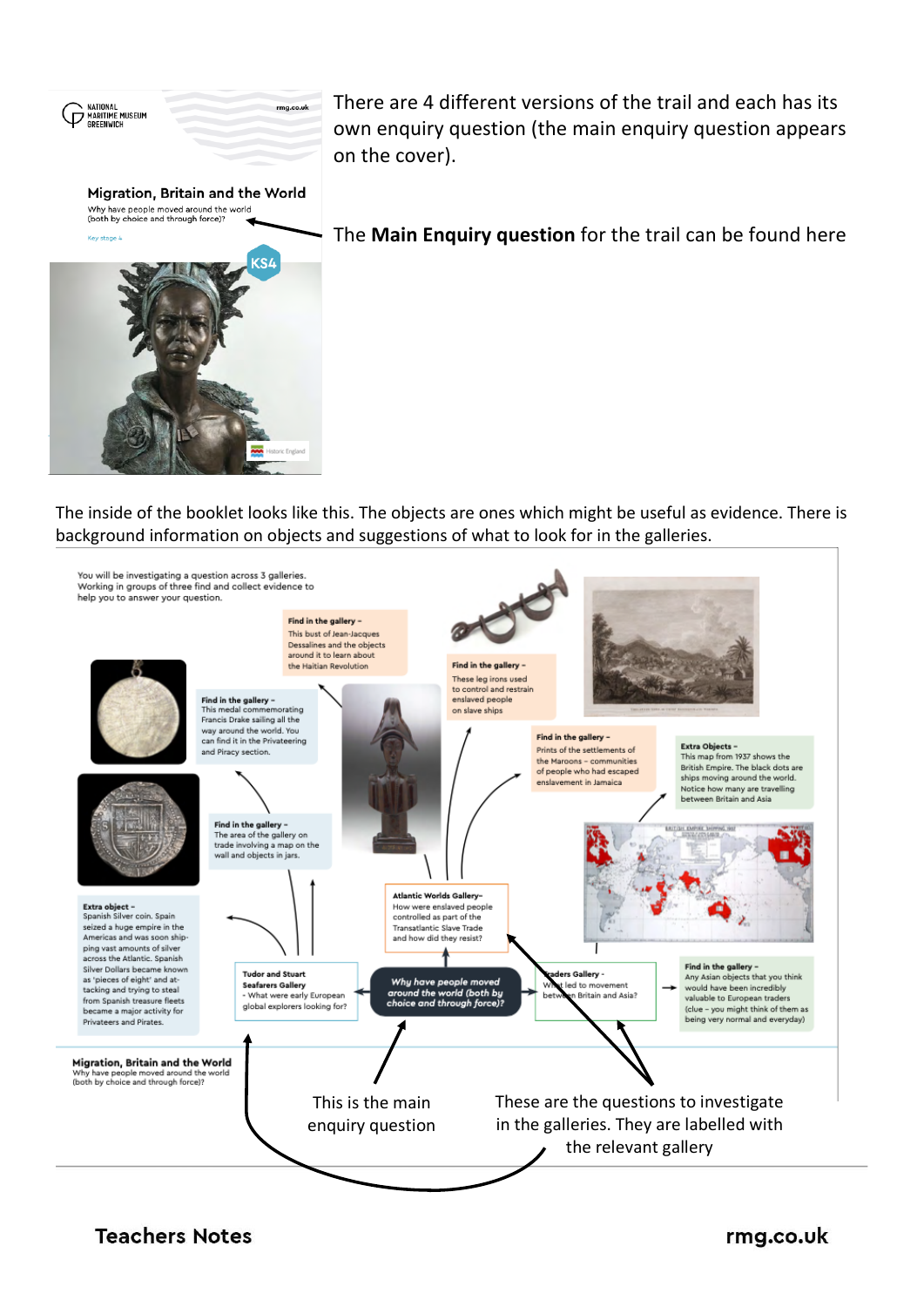NATIONAL MARITIME MUSEUM GREENWICH

rmg.co.uk

## Migration, Britain and the World

Why have people moved around the world (both by choice and through force)?

Key stage 4

KS4

There are 4 different versions of the trail and each has its own enquiry question (the main enquiry question appears on the cover).

The **Main Enquiry question** for the trail can be found here

The inside of the booklet looks like this. The objects are ones which might be useful as evidence. There is background information on objects and suggestions of what to look for in the galleries.

You will be investigating a question across 3 galleries. Working in groups of three find and collect evidence to help you to answer your question.

**Find in the gallery –** This bust of Jean-Jacques Dessalines and the objects around it to learn about the Haitian Revolution

**Find in the gallery –** These leg irons used to control and restrain enslaved people on slave ships

**Find in the gallery –** This medal commemorating Francis Drake sailing all the way around the world. You can find it in the Privateering and Piracy section.

**Find in the gallery –** Prints of the settlements of the Maroons – communities of people who had escaped enslavement in Jamaica

**Extra Objects –** This map from 1937 shows the British Empire. The black dots are ships moving around the world. Notice how many are travelling between Britain and Asia

**Find in the gallery –** The area of the gallery on trade involving a map on the wall and objects in jars.

**Atlantic Worlds Gallery–** How were enslaved people controlled as part of the Transatlantic Slave Trade and how did they resist?

**Extra object –** Spanish Silver coin. Spain seized a huge empire in the Americas and was soon shipping vast amounts of silver across the Atlantic. Spanish Silver Dollars became known as 'pieces of eight' and attacking and trying to steal from Spanish treasure fleets became a major activity for Privateers and Pirates.

**Tudor and Stuart Seafarers Gallery** - What were early European global explorers looking for?

***Why have people moved around the world (both by choice and through force)?***

**Traders Gallery -** What led to movement between Britain and Asia?

**Find in the gallery –** Any Asian objects that you think would have been incredibly valuable to European traders (clue – you might think of them as being very normal and everyday)

**Migration, Britain and the World**
Why have people moved around the world (both by choice and through force)?

This is the main enquiry question

These are the questions to investigate in the galleries. They are labelled with the relevant gallery

**Teachers Notes** **rmg.co.uk**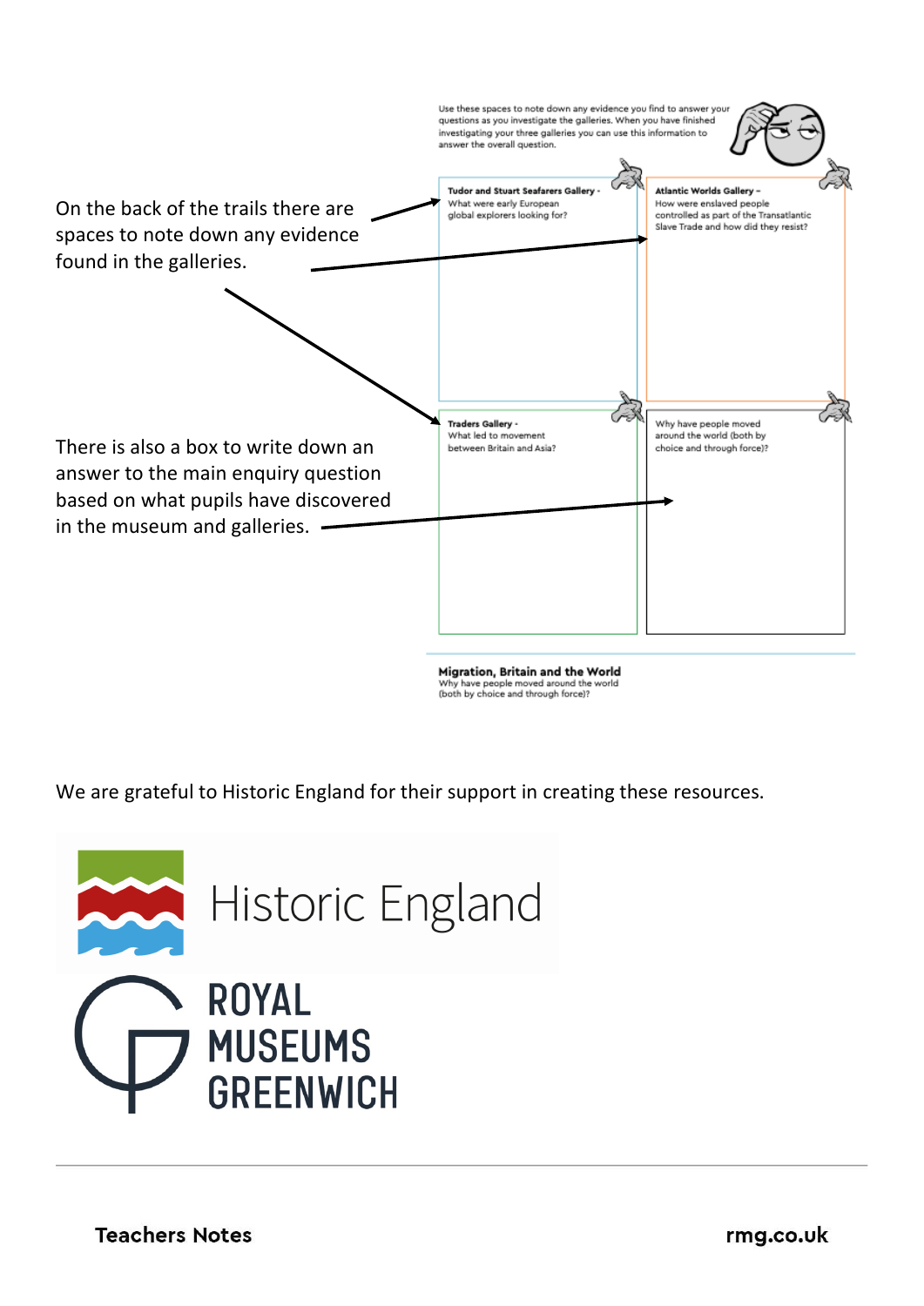On the back of the trails there are spaces to note down any evidence found in the galleries.

There is also a box to write down an answer to the main enquiry question based on what pupils have discovered in the museum and galleries.

Use these spaces to note down any evidence you find to answer your questions as you investigate the galleries. When you have finished investigating your three galleries you can use this information to answer the overall question.

**Tudor and Stuart Seafarers Gallery -**
What were early European global explorers looking for?

**Atlantic Worlds Gallery –**
How were enslaved people controlled as part of the Transatlantic Slave Trade and how did they resist?

**Traders Gallery -**
What led to movement between Britain and Asia?

Why have people moved around the world (both by choice and through force)?

**Migration, Britain and the World**
Why have people moved around the world (both by choice and through force)?

We are grateful to Historic England for their support in creating these resources.

Historic England

ROYAL MUSEUMS GREENWICH

**Teachers Notes** **rmg.co.uk**